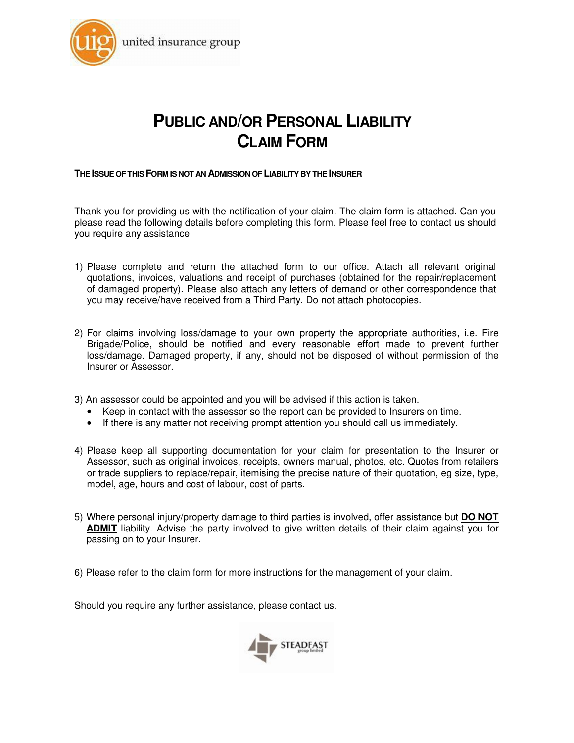united insurance group

# PUBLIC AND/OR PERSONAL LIABILITY CLAIM FORM

**THE ISSUE OF THIS FORM IS NOT AN ADMISSION OF LIABILITY BY THE INSURER**

Thank you for providing us with the notification of your claim. The claim form is attached. Can you please read the following details before completing this form. Please feel free to contact us should you require any assistance

1) Please complete and return the attached form to our office. Attach all relevant original quotations, invoices, valuations and receipt of purchases (obtained for the repair/replacement of damaged property). Please also attach any letters of demand or other correspondence that you may receive/have received from a Third Party. Do not attach photocopies.

2) For claims involving loss/damage to your own property the appropriate authorities, i.e. Fire Brigade/Police, should be notified and every reasonable effort made to prevent further loss/damage. Damaged property, if any, should not be disposed of without permission of the Insurer or Assessor.

3) An assessor could be appointed and you will be advised if this action is taken.
   - Keep in contact with the assessor so the report can be provided to Insurers on time.
   - If there is any matter not receiving prompt attention you should call us immediately.

4) Please keep all supporting documentation for your claim for presentation to the Insurer or Assessor, such as original invoices, receipts, owners manual, photos, etc. Quotes from retailers or trade suppliers to replace/repair, itemising the precise nature of their quotation, eg size, type, model, age, hours and cost of labour, cost of parts.

5) Where personal injury/property damage to third parties is involved, offer assistance but **DO NOT ADMIT** liability. Advise the party involved to give written details of their claim against you for passing on to your Insurer.

6) Please refer to the claim form for more instructions for the management of your claim.

Should you require any further assistance, please contact us.

STEADFAST group limited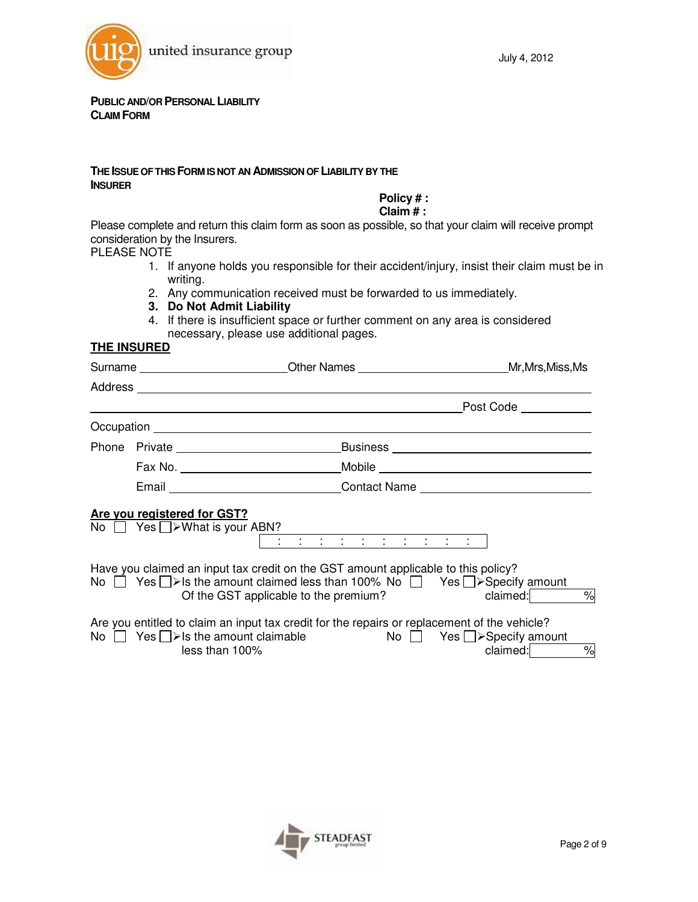united insurance group

July 4, 2012

**PUBLIC AND/OR PERSONAL LIABILITY**
**CLAIM FORM**

**THE ISSUE OF THIS FORM IS NOT AN ADMISSION OF LIABILITY BY THE INSURER**

**Policy # :**
**Claim # :**

Please complete and return this claim form as soon as possible, so that your claim will receive prompt consideration by the Insurers.

PLEASE NOTE

1. If anyone holds you responsible for their accident/injury, insist their claim must be in writing.
2. Any communication received must be forwarded to us immediately.
3. **Do Not Admit Liability**
4. If there is insufficient space or further comment on any area is considered necessary, please use additional pages.

## THE INSURED

Surname ______________________ Other Names ______________________ Mr,Mrs,Miss,Ms

Address ______________________________________________

______________________________________________ Post Code __________

Occupation ______________________________________________

Phone Private ______________________ Business ______________________

Fax No. ______________________ Mobile ______________________

Email ______________________ Contact Name ______________________

**Are you registered for GST?**

No ☐ Yes ☐ ➢What is your ABN? [ : : : : : : : : : : ]

Have you claimed an input tax credit on the GST amount applicable to this policy?

No ☐ Yes ☐ ➢Is the amount claimed less than 100% Of the GST applicable to the premium? No ☐ Yes ☐ ➢Specify amount claimed: ______ %

Are you entitled to claim an input tax credit for the repairs or replacement of the vehicle?

No ☐ Yes ☐ ➢Is the amount claimable less than 100% No ☐ Yes ☐ ➢Specify amount claimed: ______ %

STEADFAST group limited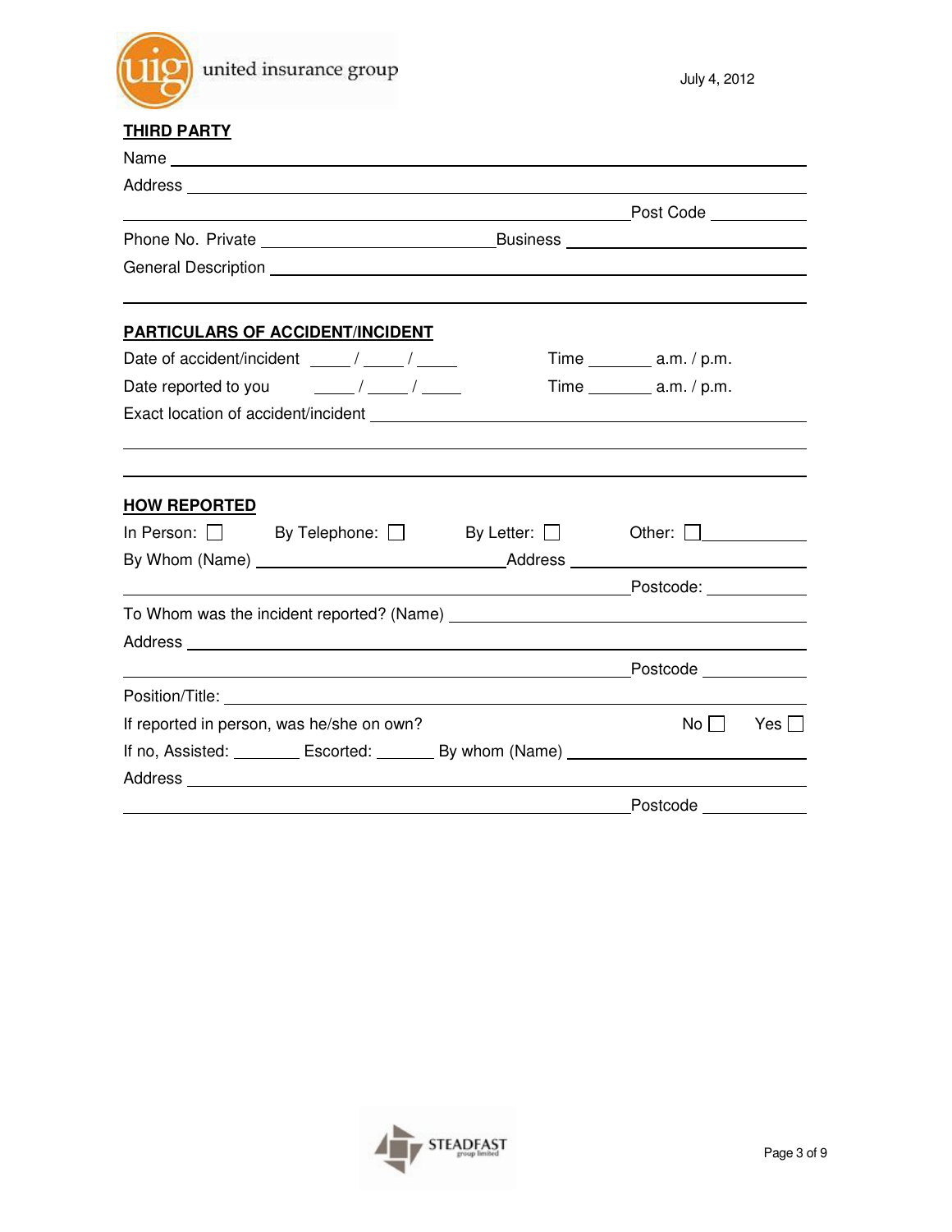## THIRD PARTY

Name ______________________________________________

Address ______________________________________________

______________________________________________ Post Code ____________

Phone No. Private ______________________ Business ______________________

General Description ______________________________________________

______________________________________________

## PARTICULARS OF ACCIDENT/INCIDENT

Date of accident/incident ____ / ____ / ____ Time ______ a.m. / p.m.

Date reported to you ____ / ____ / ____ Time ______ a.m. / p.m.

Exact location of accident/incident ______________________________________________

______________________________________________

______________________________________________

## HOW REPORTED

In Person: ☐ By Telephone: ☐ By Letter: ☐ Other: ☐ ____________

By Whom (Name) ______________________ Address ______________________

______________________________________________ Postcode: ____________

To Whom was the incident reported? (Name) ______________________

Address ______________________________________________

______________________________________________ Postcode ____________

Position/Title: ______________________________________________

If reported in person, was he/she on own? No ☐ Yes ☐

If no, Assisted: ________ Escorted: _______ By whom (Name) ______________________

Address ______________________________________________

______________________________________________ Postcode ____________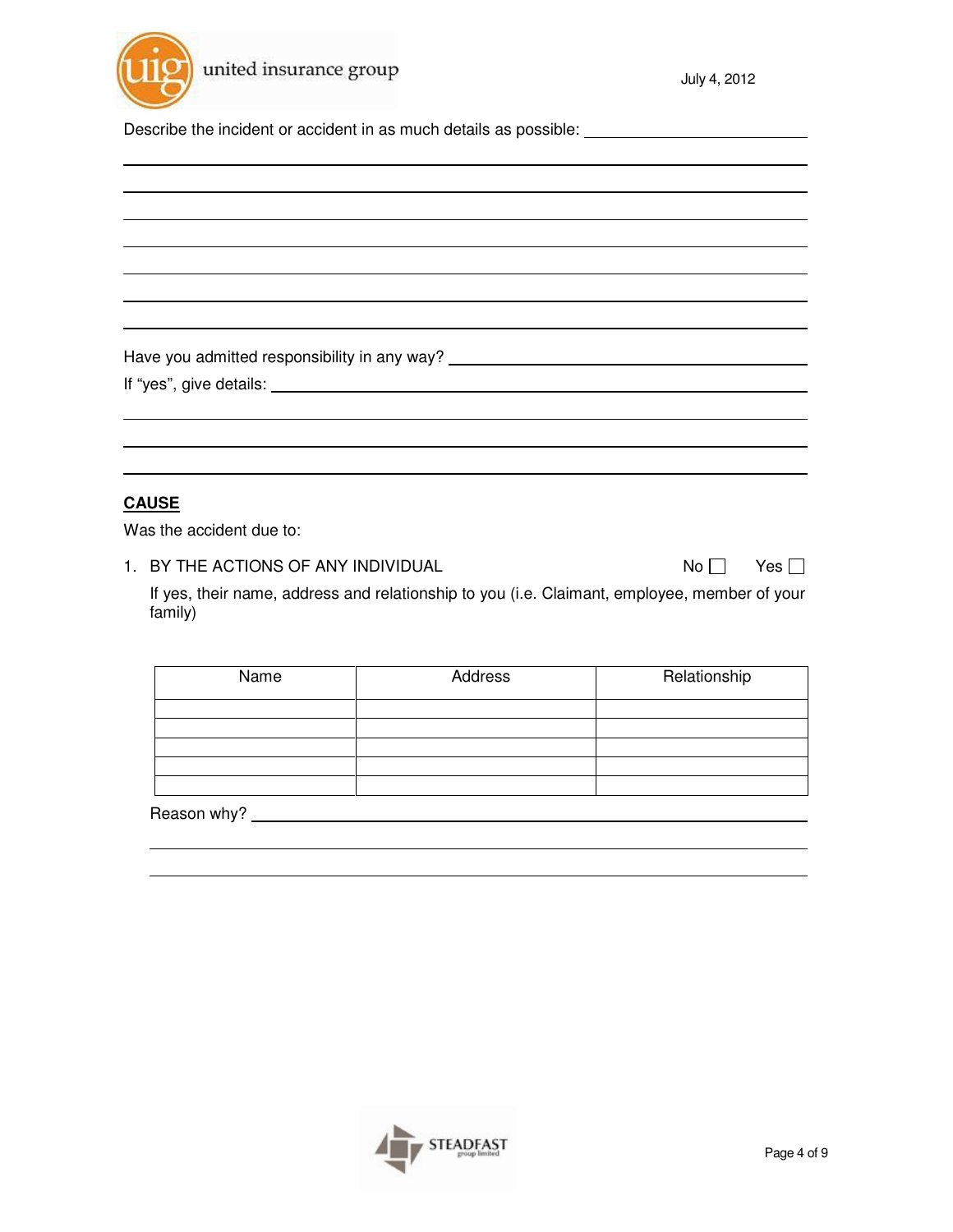Describe the incident or accident in as much details as possible: ______________________

_____________________________________________________________________________

_____________________________________________________________________________

_____________________________________________________________________________

_____________________________________________________________________________

_____________________________________________________________________________

_____________________________________________________________________________

_____________________________________________________________________________

Have you admitted responsibility in any way? ______________________________________

If "yes", give details: ______________________________________________________

_____________________________________________________________________________

_____________________________________________________________________________

_____________________________________________________________________________

**CAUSE**

Was the accident due to:

1. BY THE ACTIONS OF ANY INDIVIDUAL    No ☐    Yes ☐

   If yes, their name, address and relationship to you (i.e. Claimant, employee, member of your family)

| Name | Address | Relationship |
|---|---|---|
| | | |
| | | |
| | | |
| | | |
| | | |

   Reason why? ______________________________________________________________

   __________________________________________________________________________

   __________________________________________________________________________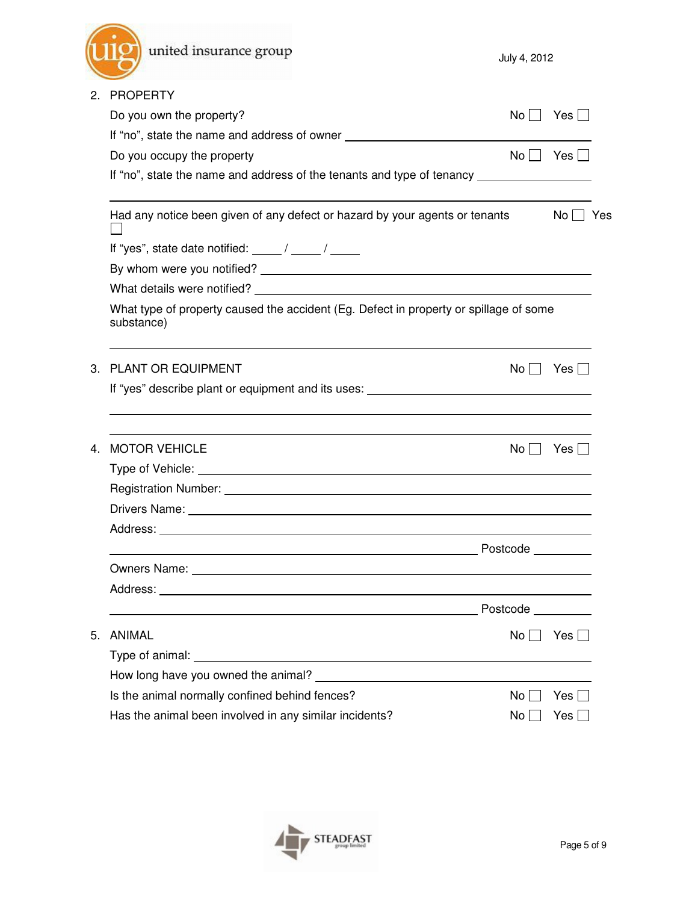## 2. PROPERTY

Do you own the property? No ☐ Yes ☐

If "no", state the name and address of owner ______________________________

Do you occupy the property No ☐ Yes ☐

If "no", state the name and address of the tenants and type of tenancy ______________________________

______________________________

Had any notice been given of any defect or hazard by your agents or tenants No ☐ Yes ☐

If "yes", state date notified: _____ / _____ / _____

By whom were you notified? ______________________________

What details were notified? ______________________________

What type of property caused the accident (Eg. Defect in property or spillage of some substance)

______________________________

## 3. PLANT OR EQUIPMENT

No ☐ Yes ☐

If "yes" describe plant or equipment and its uses: ______________________________

______________________________

______________________________

## 4. MOTOR VEHICLE

No ☐ Yes ☐

Type of Vehicle: ______________________________

Registration Number: ______________________________

Drivers Name: ______________________________

Address: ______________________________

______________________________ Postcode __________

Owners Name: ______________________________

Address: ______________________________

______________________________ Postcode __________

## 5. ANIMAL

No ☐ Yes ☐

Type of animal: ______________________________

How long have you owned the animal? ______________________________

Is the animal normally confined behind fences? No ☐ Yes ☐

Has the animal been involved in any similar incidents? No ☐ Yes ☐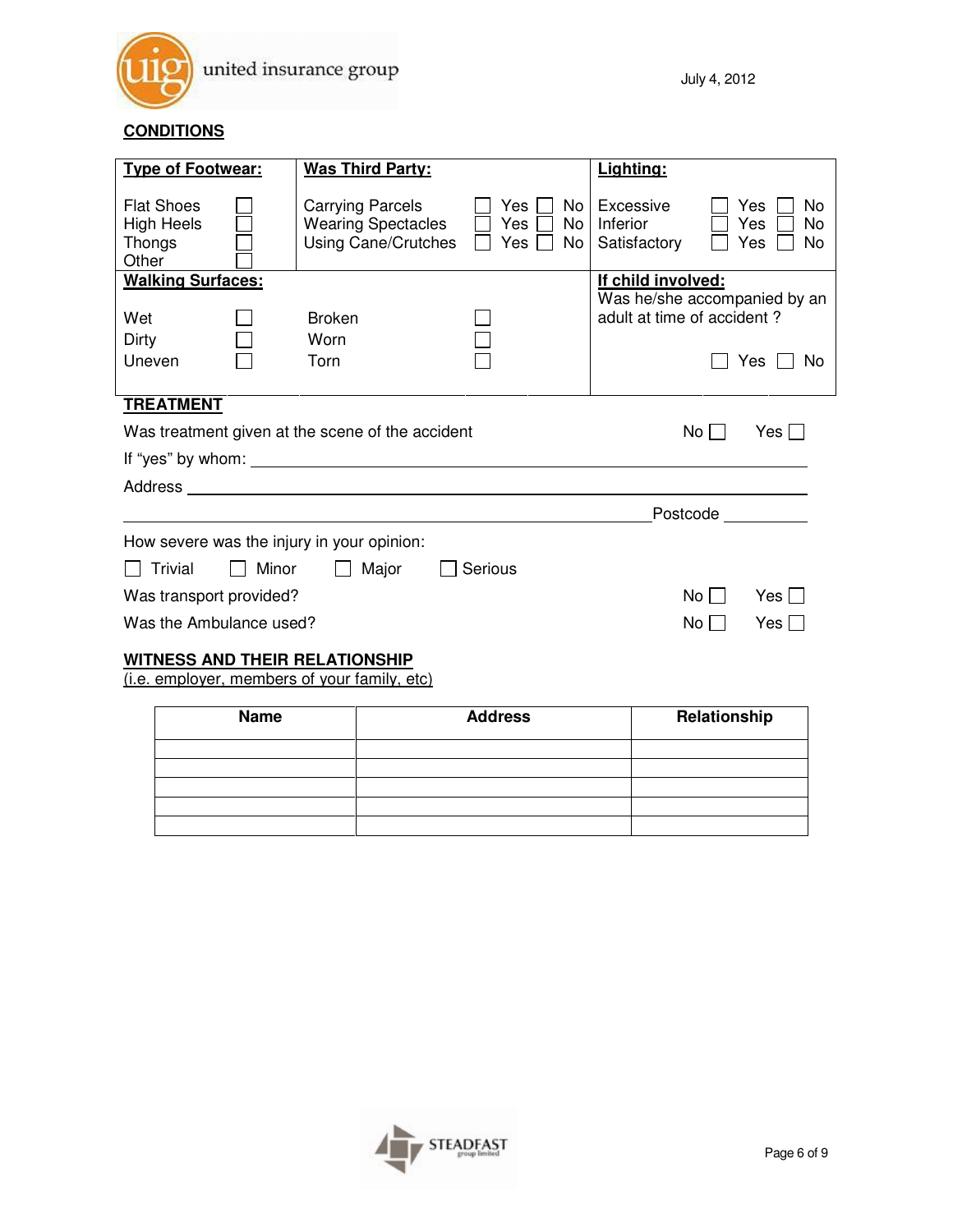July 4, 2012

## CONDITIONS

| **Type of Footwear:** | | **Was Third Party:** | | | **Lighting:** | | |
|---|---|---|---|---|---|---|---|
| Flat Shoes | ☐ | Carrying Parcels | ☐ Yes | ☐ No | Excessive | ☐ Yes | ☐ No |
| High Heels | ☐ | Wearing Spectacles | ☐ Yes | ☐ No | Inferior | ☐ Yes | ☐ No |
| Thongs | ☐ | Using Cane/Crutches | ☐ Yes | ☐ No | Satisfactory | ☐ Yes | ☐ No |
| Other | ☐ | | | | | | |
| **Walking Surfaces:** | | | | | **If child involved:** Was he/she accompanied by an adult at time of accident ? | | |
| Wet | ☐ | Broken | ☐ | | | | |
| Dirty | ☐ | Worn | ☐ | | | | |
| Uneven | ☐ | Torn | ☐ | | | ☐ Yes | ☐ No |

## TREATMENT

Was treatment given at the scene of the accident — No ☐ Yes ☐

If "yes" by whom: ______________________________

Address ______________________________

______________________________ Postcode __________

How severe was the injury in your opinion:

☐ Trivial ☐ Minor ☐ Major ☐ Serious

Was transport provided? — No ☐ Yes ☐

Was the Ambulance used? — No ☐ Yes ☐

## WITNESS AND THEIR RELATIONSHIP

(i.e. employer, members of your family, etc)

| Name | Address | Relationship |
|---|---|---|
| | | |
| | | |
| | | |
| | | |
| | | |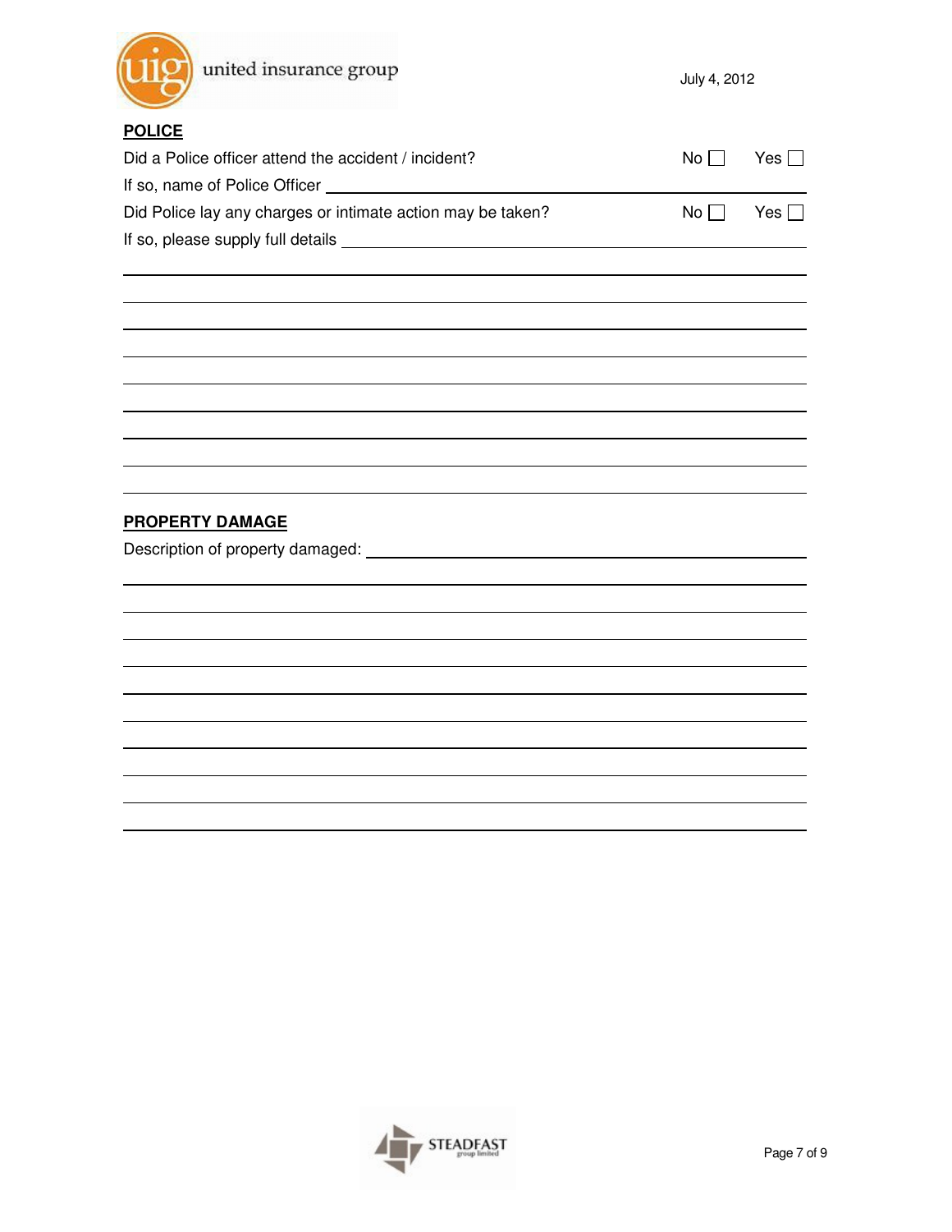July 4, 2012

## POLICE

Did a Police officer attend the accident / incident? No ☐ Yes ☐

If so, name of Police Officer ____________________

Did Police lay any charges or intimate action may be taken? No ☐ Yes ☐

If so, please supply full details ____________________

## PROPERTY DAMAGE

Description of property damaged: ____________________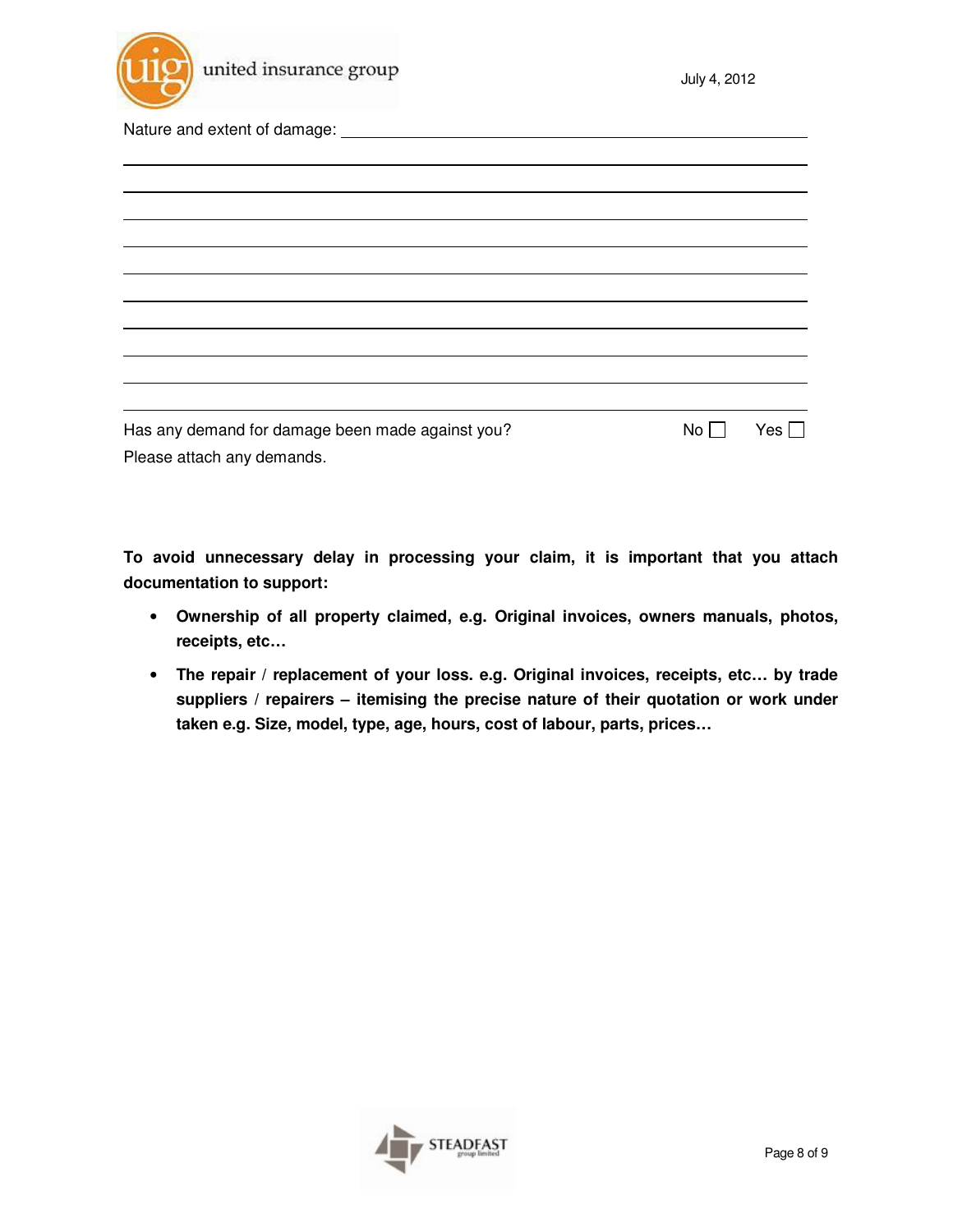Nature and extent of damage: ______________________________________________

_______________________________________________________________

_______________________________________________________________

_______________________________________________________________

_______________________________________________________________

_______________________________________________________________

_______________________________________________________________

_______________________________________________________________

_______________________________________________________________

_______________________________________________________________

_______________________________________________________________

Has any demand for damage been made against you? No ☐ Yes ☐

Please attach any demands.

**To avoid unnecessary delay in processing your claim, it is important that you attach documentation to support:**

- **Ownership of all property claimed, e.g. Original invoices, owners manuals, photos, receipts, etc…**
- **The repair / replacement of your loss. e.g. Original invoices, receipts, etc… by trade suppliers / repairers – itemising the precise nature of their quotation or work under taken e.g. Size, model, type, age, hours, cost of labour, parts, prices…**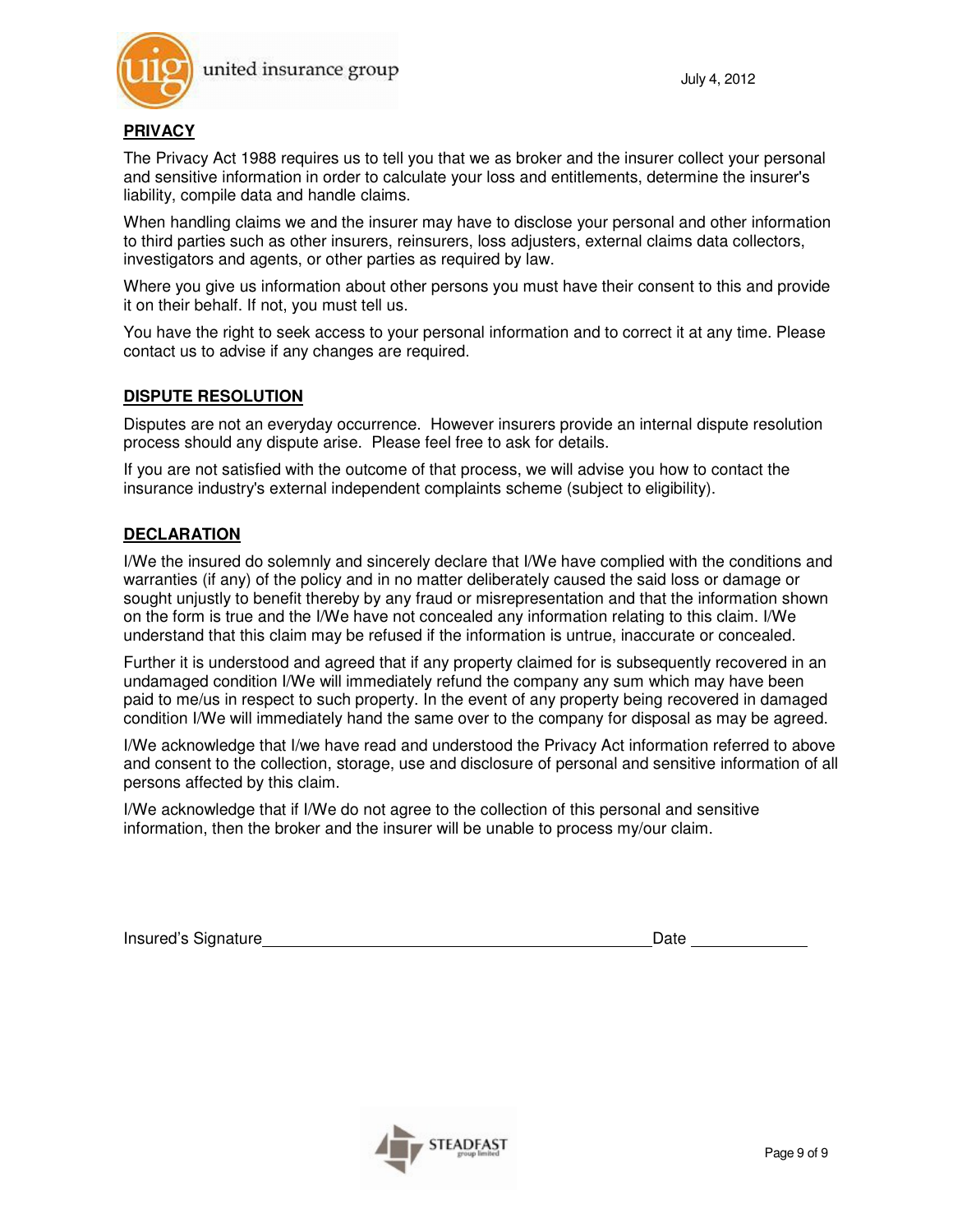## PRIVACY

The Privacy Act 1988 requires us to tell you that we as broker and the insurer collect your personal and sensitive information in order to calculate your loss and entitlements, determine the insurer's liability, compile data and handle claims.

When handling claims we and the insurer may have to disclose your personal and other information to third parties such as other insurers, reinsurers, loss adjusters, external claims data collectors, investigators and agents, or other parties as required by law.

Where you give us information about other persons you must have their consent to this and provide it on their behalf. If not, you must tell us.

You have the right to seek access to your personal information and to correct it at any time. Please contact us to advise if any changes are required.

## DISPUTE RESOLUTION

Disputes are not an everyday occurrence. However insurers provide an internal dispute resolution process should any dispute arise. Please feel free to ask for details.

If you are not satisfied with the outcome of that process, we will advise you how to contact the insurance industry's external independent complaints scheme (subject to eligibility).

## DECLARATION

I/We the insured do solemnly and sincerely declare that I/We have complied with the conditions and warranties (if any) of the policy and in no matter deliberately caused the said loss or damage or sought unjustly to benefit thereby by any fraud or misrepresentation and that the information shown on the form is true and the I/We have not concealed any information relating to this claim. I/We understand that this claim may be refused if the information is untrue, inaccurate or concealed.

Further it is understood and agreed that if any property claimed for is subsequently recovered in an undamaged condition I/We will immediately refund the company any sum which may have been paid to me/us in respect to such property. In the event of any property being recovered in damaged condition I/We will immediately hand the same over to the company for disposal as may be agreed.

I/We acknowledge that I/we have read and understood the Privacy Act information referred to above and consent to the collection, storage, use and disclosure of personal and sensitive information of all persons affected by this claim.

I/We acknowledge that if I/We do not agree to the collection of this personal and sensitive information, then the broker and the insurer will be unable to process my/our claim.

Insured's Signature ______________________________ Date ____________